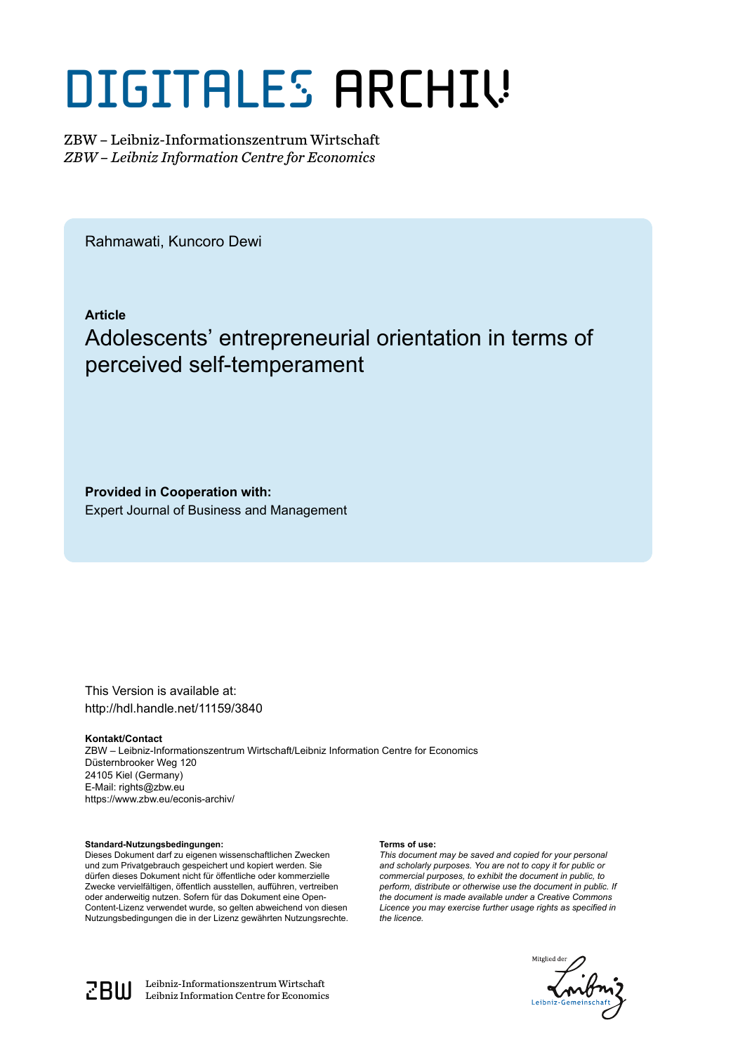# DIGITALES ARCHIV

ZBW – Leibniz-Informationszentrum Wirtschaft
*ZBW – Leibniz Information Centre for Economics*

Rahmawati, Kuncoro Dewi

**Article**

## Adolescents' entrepreneurial orientation in terms of perceived self-temperament

**Provided in Cooperation with:**
Expert Journal of Business and Management

This Version is available at:
http://hdl.handle.net/11159/3840

**Kontakt/Contact**
ZBW – Leibniz-Informationszentrum Wirtschaft/Leibniz Information Centre for Economics
Düsternbrooker Weg 120
24105 Kiel (Germany)
E-Mail: rights@zbw.eu
https://www.zbw.eu/econis-archiv/

**Standard-Nutzungsbedingungen:**
Dieses Dokument darf zu eigenen wissenschaftlichen Zwecken und zum Privatgebrauch gespeichert und kopiert werden. Sie dürfen dieses Dokument nicht für öffentliche oder kommerzielle Zwecke vervielfältigen, öffentlich ausstellen, aufführen, vertreiben oder anderweitig nutzen. Sofern für das Dokument eine Open-Content-Lizenz verwendet wurde, so gelten abweichend von diesen Nutzungsbedingungen die in der Lizenz gewährten Nutzungsrechte.

**Terms of use:**
*This document may be saved and copied for your personal and scholarly purposes. You are not to copy it for public or commercial purposes, to exhibit the document in public, to perform, distribute or otherwise use the document in public. If the document is made available under a Creative Commons Licence you may exercise further usage rights as specified in the licence.*

ZBW Leibniz-Informationszentrum Wirtschaft
Leibniz Information Centre for Economics

Mitglied der Leibniz-Gemeinschaft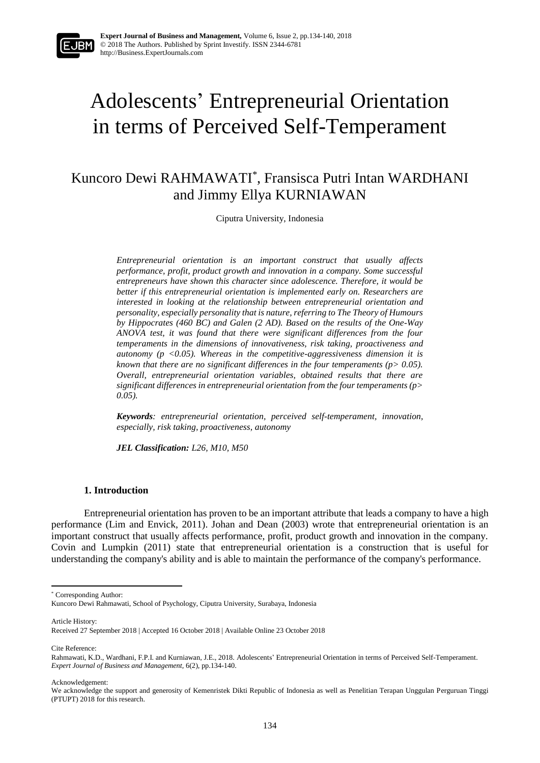# Adolescents' Entrepreneurial Orientation in terms of Perceived Self-Temperament

## Kuncoro Dewi RAHMAWATI*, Fransisca Putri Intan WARDHANI and Jimmy Ellya KURNIAWAN

Ciputra University, Indonesia

*Entrepreneurial orientation is an important construct that usually affects performance, profit, product growth and innovation in a company. Some successful entrepreneurs have shown this character since adolescence. Therefore, it would be better if this entrepreneurial orientation is implemented early on. Researchers are interested in looking at the relationship between entrepreneurial orientation and personality, especially personality that is nature, referring to The Theory of Humours by Hippocrates (460 BC) and Galen (2 AD). Based on the results of the One-Way ANOVA test, it was found that there were significant differences from the four temperaments in the dimensions of innovativeness, risk taking, proactiveness and autonomy ($p < 0.05$). Whereas in the competitive-aggressiveness dimension it is known that there are no significant differences in the four temperaments ($p > 0.05$). Overall, entrepreneurial orientation variables, obtained results that there are significant differences in entrepreneurial orientation from the four temperaments ($p > 0.05$).*

***Keywords****: entrepreneurial orientation, perceived self-temperament, innovation, especially, risk taking, proactiveness, autonomy*

***JEL Classification:*** *L26, M10, M50*

### 1. Introduction

Entrepreneurial orientation has proven to be an important attribute that leads a company to have a high performance (Lim and Envick, 2011). Johan and Dean (2003) wrote that entrepreneurial orientation is an important construct that usually affects performance, profit, product growth and innovation in the company. Covin and Lumpkin (2011) state that entrepreneurial orientation is a construction that is useful for understanding the company's ability and is able to maintain the performance of the company's performance.

---

\* Corresponding Author:
Kuncoro Dewi Rahmawati, School of Psychology, Ciputra University, Surabaya, Indonesia

Article History:
Received 27 September 2018 | Accepted 16 October 2018 | Available Online 23 October 2018

Cite Reference:
Rahmawati, K.D., Wardhani, F.P.I. and Kurniawan, J.E., 2018. Adolescents' Entrepreneurial Orientation in terms of Perceived Self-Temperament. *Expert Journal of Business and Management*, 6(2), pp.134-140.

Acknowledgement:
We acknowledge the support and generosity of Kemenristek Dikti Republic of Indonesia as well as Penelitian Terapan Unggulan Perguruan Tinggi (PTUPT) 2018 for this research.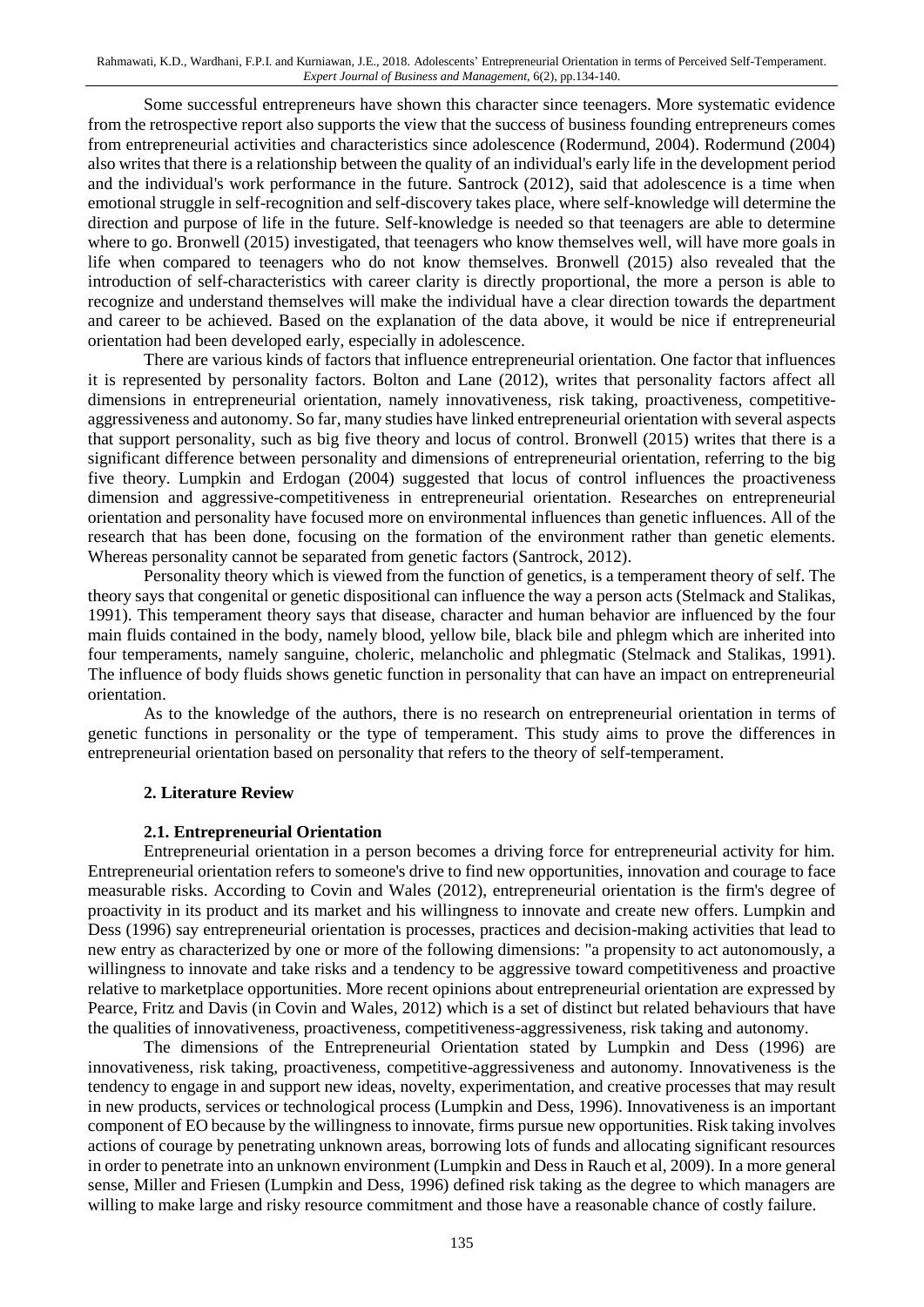Some successful entrepreneurs have shown this character since teenagers. More systematic evidence from the retrospective report also supports the view that the success of business founding entrepreneurs comes from entrepreneurial activities and characteristics since adolescence (Rodermund, 2004). Rodermund (2004) also writes that there is a relationship between the quality of an individual's early life in the development period and the individual's work performance in the future. Santrock (2012), said that adolescence is a time when emotional struggle in self-recognition and self-discovery takes place, where self-knowledge will determine the direction and purpose of life in the future. Self-knowledge is needed so that teenagers are able to determine where to go. Bronwell (2015) investigated, that teenagers who know themselves well, will have more goals in life when compared to teenagers who do not know themselves. Bronwell (2015) also revealed that the introduction of self-characteristics with career clarity is directly proportional, the more a person is able to recognize and understand themselves will make the individual have a clear direction towards the department and career to be achieved. Based on the explanation of the data above, it would be nice if entrepreneurial orientation had been developed early, especially in adolescence.

There are various kinds of factors that influence entrepreneurial orientation. One factor that influences it is represented by personality factors. Bolton and Lane (2012), writes that personality factors affect all dimensions in entrepreneurial orientation, namely innovativeness, risk taking, proactiveness, competitive-aggressiveness and autonomy. So far, many studies have linked entrepreneurial orientation with several aspects that support personality, such as big five theory and locus of control. Bronwell (2015) writes that there is a significant difference between personality and dimensions of entrepreneurial orientation, referring to the big five theory. Lumpkin and Erdogan (2004) suggested that locus of control influences the proactiveness dimension and aggressive-competitiveness in entrepreneurial orientation. Researches on entrepreneurial orientation and personality have focused more on environmental influences than genetic influences. All of the research that has been done, focusing on the formation of the environment rather than genetic elements. Whereas personality cannot be separated from genetic factors (Santrock, 2012).

Personality theory which is viewed from the function of genetics, is a temperament theory of self. The theory says that congenital or genetic dispositional can influence the way a person acts (Stelmack and Stalikas, 1991). This temperament theory says that disease, character and human behavior are influenced by the four main fluids contained in the body, namely blood, yellow bile, black bile and phlegm which are inherited into four temperaments, namely sanguine, choleric, melancholic and phlegmatic (Stelmack and Stalikas, 1991). The influence of body fluids shows genetic function in personality that can have an impact on entrepreneurial orientation.

As to the knowledge of the authors, there is no research on entrepreneurial orientation in terms of genetic functions in personality or the type of temperament. This study aims to prove the differences in entrepreneurial orientation based on personality that refers to the theory of self-temperament.

## 2. Literature Review

### 2.1. Entrepreneurial Orientation

Entrepreneurial orientation in a person becomes a driving force for entrepreneurial activity for him. Entrepreneurial orientation refers to someone's drive to find new opportunities, innovation and courage to face measurable risks. According to Covin and Wales (2012), entrepreneurial orientation is the firm's degree of proactivity in its product and its market and his willingness to innovate and create new offers. Lumpkin and Dess (1996) say entrepreneurial orientation is processes, practices and decision-making activities that lead to new entry as characterized by one or more of the following dimensions: "a propensity to act autonomously, a willingness to innovate and take risks and a tendency to be aggressive toward competitiveness and proactive relative to marketplace opportunities. More recent opinions about entrepreneurial orientation are expressed by Pearce, Fritz and Davis (in Covin and Wales, 2012) which is a set of distinct but related behaviours that have the qualities of innovativeness, proactiveness, competitiveness-aggressiveness, risk taking and autonomy.

The dimensions of the Entrepreneurial Orientation stated by Lumpkin and Dess (1996) are innovativeness, risk taking, proactiveness, competitive-aggressiveness and autonomy. Innovativeness is the tendency to engage in and support new ideas, novelty, experimentation, and creative processes that may result in new products, services or technological process (Lumpkin and Dess, 1996). Innovativeness is an important component of EO because by the willingness to innovate, firms pursue new opportunities. Risk taking involves actions of courage by penetrating unknown areas, borrowing lots of funds and allocating significant resources in order to penetrate into an unknown environment (Lumpkin and Dess in Rauch et al, 2009). In a more general sense, Miller and Friesen (Lumpkin and Dess, 1996) defined risk taking as the degree to which managers are willing to make large and risky resource commitment and those have a reasonable chance of costly failure.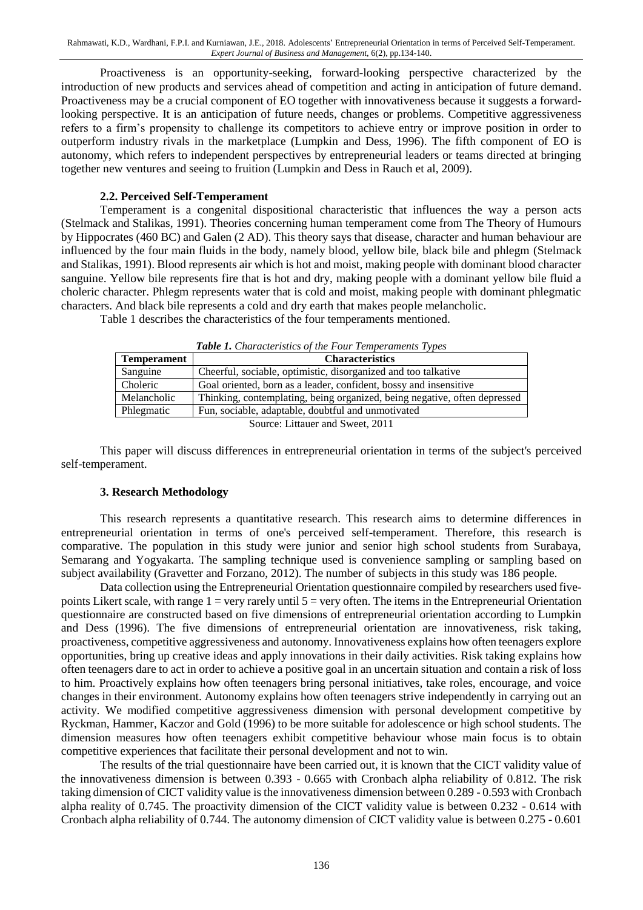Proactiveness is an opportunity-seeking, forward-looking perspective characterized by the introduction of new products and services ahead of competition and acting in anticipation of future demand. Proactiveness may be a crucial component of EO together with innovativeness because it suggests a forward-looking perspective. It is an anticipation of future needs, changes or problems. Competitive aggressiveness refers to a firm's propensity to challenge its competitors to achieve entry or improve position in order to outperform industry rivals in the marketplace (Lumpkin and Dess, 1996). The fifth component of EO is autonomy, which refers to independent perspectives by entrepreneurial leaders or teams directed at bringing together new ventures and seeing to fruition (Lumpkin and Dess in Rauch et al, 2009).

### 2.2. Perceived Self-Temperament

Temperament is a congenital dispositional characteristic that influences the way a person acts (Stelmack and Stalikas, 1991). Theories concerning human temperament come from The Theory of Humours by Hippocrates (460 BC) and Galen (2 AD). This theory says that disease, character and human behaviour are influenced by the four main fluids in the body, namely blood, yellow bile, black bile and phlegm (Stelmack and Stalikas, 1991). Blood represents air which is hot and moist, making people with dominant blood character sanguine. Yellow bile represents fire that is hot and dry, making people with a dominant yellow bile fluid a choleric character. Phlegm represents water that is cold and moist, making people with dominant phlegmatic characters. And black bile represents a cold and dry earth that makes people melancholic.

Table 1 describes the characteristics of the four temperaments mentioned.

***Table 1.*** *Characteristics of the Four Temperaments Types*

| Temperament | Characteristics |
|---|---|
| Sanguine | Cheerful, sociable, optimistic, disorganized and too talkative |
| Choleric | Goal oriented, born as a leader, confident, bossy and insensitive |
| Melancholic | Thinking, contemplating, being organized, being negative, often depressed |
| Phlegmatic | Fun, sociable, adaptable, doubtful and unmotivated |

Source: Littauer and Sweet, 2011

This paper will discuss differences in entrepreneurial orientation in terms of the subject's perceived self-temperament.

### 3. Research Methodology

This research represents a quantitative research. This research aims to determine differences in entrepreneurial orientation in terms of one's perceived self-temperament. Therefore, this research is comparative. The population in this study were junior and senior high school students from Surabaya, Semarang and Yogyakarta. The sampling technique used is convenience sampling or sampling based on subject availability (Gravetter and Forzano, 2012). The number of subjects in this study was 186 people.

Data collection using the Entrepreneurial Orientation questionnaire compiled by researchers used five-points Likert scale, with range 1 = very rarely until 5 = very often. The items in the Entrepreneurial Orientation questionnaire are constructed based on five dimensions of entrepreneurial orientation according to Lumpkin and Dess (1996). The five dimensions of entrepreneurial orientation are innovativeness, risk taking, proactiveness, competitive aggressiveness and autonomy. Innovativeness explains how often teenagers explore opportunities, bring up creative ideas and apply innovations in their daily activities. Risk taking explains how often teenagers dare to act in order to achieve a positive goal in an uncertain situation and contain a risk of loss to him. Proactively explains how often teenagers bring personal initiatives, take roles, encourage, and voice changes in their environment. Autonomy explains how often teenagers strive independently in carrying out an activity. We modified competitive aggressiveness dimension with personal development competitive by Ryckman, Hammer, Kaczor and Gold (1996) to be more suitable for adolescence or high school students. The dimension measures how often teenagers exhibit competitive behaviour whose main focus is to obtain competitive experiences that facilitate their personal development and not to win.

The results of the trial questionnaire have been carried out, it is known that the CICT validity value of the innovativeness dimension is between 0.393 - 0.665 with Cronbach alpha reliability of 0.812. The risk taking dimension of CICT validity value is the innovativeness dimension between 0.289 - 0.593 with Cronbach alpha reality of 0.745. The proactivity dimension of the CICT validity value is between 0.232 - 0.614 with Cronbach alpha reliability of 0.744. The autonomy dimension of CICT validity value is between 0.275 - 0.601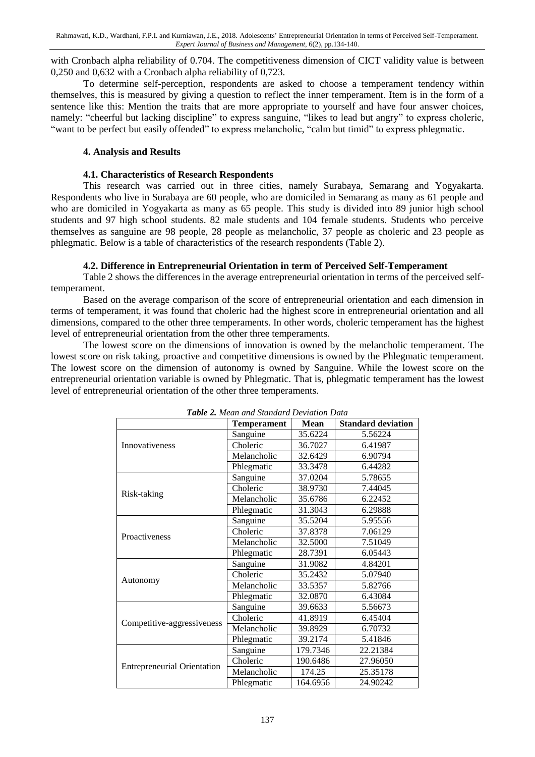with Cronbach alpha reliability of 0.704. The competitiveness dimension of CICT validity value is between 0,250 and 0,632 with a Cronbach alpha reliability of 0,723.

To determine self-perception, respondents are asked to choose a temperament tendency within themselves, this is measured by giving a question to reflect the inner temperament. Item is in the form of a sentence like this: Mention the traits that are more appropriate to yourself and have four answer choices, namely: "cheerful but lacking discipline" to express sanguine, "likes to lead but angry" to express choleric, "want to be perfect but easily offended" to express melancholic, "calm but timid" to express phlegmatic.

## 4. Analysis and Results

### 4.1. Characteristics of Research Respondents

This research was carried out in three cities, namely Surabaya, Semarang and Yogyakarta. Respondents who live in Surabaya are 60 people, who are domiciled in Semarang as many as 61 people and who are domiciled in Yogyakarta as many as 65 people. This study is divided into 89 junior high school students and 97 high school students. 82 male students and 104 female students. Students who perceive themselves as sanguine are 98 people, 28 people as melancholic, 37 people as choleric and 23 people as phlegmatic. Below is a table of characteristics of the research respondents (Table 2).

### 4.2. Difference in Entrepreneurial Orientation in term of Perceived Self-Temperament

Table 2 shows the differences in the average entrepreneurial orientation in terms of the perceived self-temperament.

Based on the average comparison of the score of entrepreneurial orientation and each dimension in terms of temperament, it was found that choleric had the highest score in entrepreneurial orientation and all dimensions, compared to the other three temperaments. In other words, choleric temperament has the highest level of entrepreneurial orientation from the other three temperaments.

The lowest score on the dimensions of innovation is owned by the melancholic temperament. The lowest score on risk taking, proactive and competitive dimensions is owned by the Phlegmatic temperament. The lowest score on the dimension of autonomy is owned by Sanguine. While the lowest score on the entrepreneurial orientation variable is owned by Phlegmatic. That is, phlegmatic temperament has the lowest level of entrepreneurial orientation of the other three temperaments.

***Table 2.*** *Mean and Standard Deviation Data*

| | Temperament | Mean | Standard deviation |
|---|---|---|---|
| Innovativeness | Sanguine | 35.6224 | 5.56224 |
| | Choleric | 36.7027 | 6.41987 |
| | Melancholic | 32.6429 | 6.90794 |
| | Phlegmatic | 33.3478 | 6.44282 |
| Risk-taking | Sanguine | 37.0204 | 5.78655 |
| | Choleric | 38.9730 | 7.44045 |
| | Melancholic | 35.6786 | 6.22452 |
| | Phlegmatic | 31.3043 | 6.29888 |
| Proactiveness | Sanguine | 35.5204 | 5.95556 |
| | Choleric | 37.8378 | 7.06129 |
| | Melancholic | 32.5000 | 7.51049 |
| | Phlegmatic | 28.7391 | 6.05443 |
| Autonomy | Sanguine | 31.9082 | 4.84201 |
| | Choleric | 35.2432 | 5.07940 |
| | Melancholic | 33.5357 | 5.82766 |
| | Phlegmatic | 32.0870 | 6.43084 |
| Competitive-aggressiveness | Sanguine | 39.6633 | 5.56673 |
| | Choleric | 41.8919 | 6.45404 |
| | Melancholic | 39.8929 | 6.70732 |
| | Phlegmatic | 39.2174 | 5.41846 |
| Entrepreneurial Orientation | Sanguine | 179.7346 | 22.21384 |
| | Choleric | 190.6486 | 27.96050 |
| | Melancholic | 174.25 | 25.35178 |
| | Phlegmatic | 164.6956 | 24.90242 |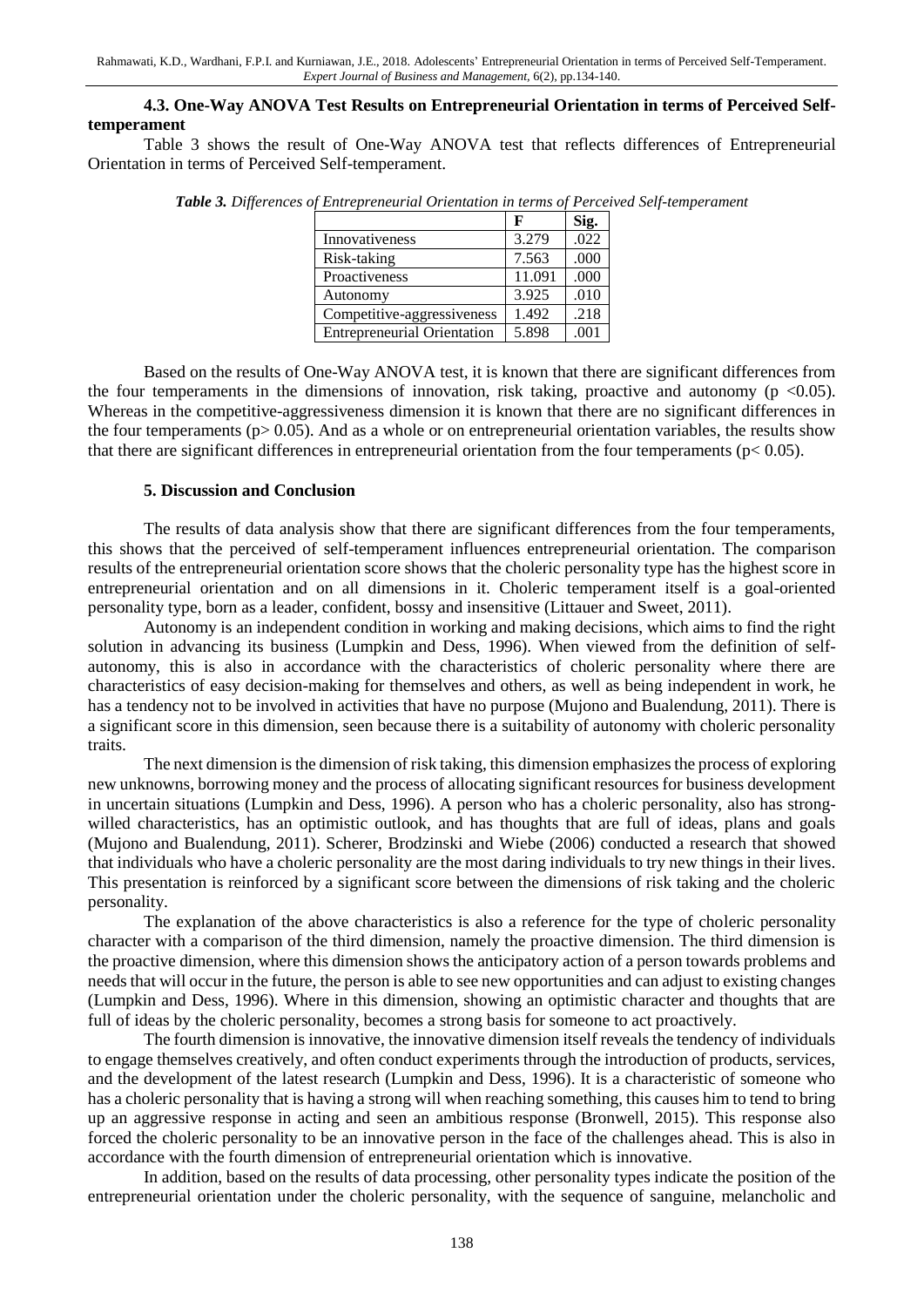### 4.3. One-Way ANOVA Test Results on Entrepreneurial Orientation in terms of Perceived Self-temperament

Table 3 shows the result of One-Way ANOVA test that reflects differences of Entrepreneurial Orientation in terms of Perceived Self-temperament.

***Table 3.*** *Differences of Entrepreneurial Orientation in terms of Perceived Self-temperament*

| | F | Sig. |
|---|---|---|
| Innovativeness | 3.279 | .022 |
| Risk-taking | 7.563 | .000 |
| Proactiveness | 11.091 | .000 |
| Autonomy | 3.925 | .010 |
| Competitive-aggressiveness | 1.492 | .218 |
| Entrepreneurial Orientation | 5.898 | .001 |

Based on the results of One-Way ANOVA test, it is known that there are significant differences from the four temperaments in the dimensions of innovation, risk taking, proactive and autonomy ($p < 0.05$). Whereas in the competitive-aggressiveness dimension it is known that there are no significant differences in the four temperaments ($p > 0.05$). And as a whole or on entrepreneurial orientation variables, the results show that there are significant differences in entrepreneurial orientation from the four temperaments ($p < 0.05$).

### 5. Discussion and Conclusion

The results of data analysis show that there are significant differences from the four temperaments, this shows that the perceived of self-temperament influences entrepreneurial orientation. The comparison results of the entrepreneurial orientation score shows that the choleric personality type has the highest score in entrepreneurial orientation and on all dimensions in it. Choleric temperament itself is a goal-oriented personality type, born as a leader, confident, bossy and insensitive (Littauer and Sweet, 2011).

Autonomy is an independent condition in working and making decisions, which aims to find the right solution in advancing its business (Lumpkin and Dess, 1996). When viewed from the definition of self-autonomy, this is also in accordance with the characteristics of choleric personality where there are characteristics of easy decision-making for themselves and others, as well as being independent in work, he has a tendency not to be involved in activities that have no purpose (Mujono and Bualendung, 2011). There is a significant score in this dimension, seen because there is a suitability of autonomy with choleric personality traits.

The next dimension is the dimension of risk taking, this dimension emphasizes the process of exploring new unknowns, borrowing money and the process of allocating significant resources for business development in uncertain situations (Lumpkin and Dess, 1996). A person who has a choleric personality, also has strong-willed characteristics, has an optimistic outlook, and has thoughts that are full of ideas, plans and goals (Mujono and Bualendung, 2011). Scherer, Brodzinski and Wiebe (2006) conducted a research that showed that individuals who have a choleric personality are the most daring individuals to try new things in their lives. This presentation is reinforced by a significant score between the dimensions of risk taking and the choleric personality.

The explanation of the above characteristics is also a reference for the type of choleric personality character with a comparison of the third dimension, namely the proactive dimension. The third dimension is the proactive dimension, where this dimension shows the anticipatory action of a person towards problems and needs that will occur in the future, the person is able to see new opportunities and can adjust to existing changes (Lumpkin and Dess, 1996). Where in this dimension, showing an optimistic character and thoughts that are full of ideas by the choleric personality, becomes a strong basis for someone to act proactively.

The fourth dimension is innovative, the innovative dimension itself reveals the tendency of individuals to engage themselves creatively, and often conduct experiments through the introduction of products, services, and the development of the latest research (Lumpkin and Dess, 1996). It is a characteristic of someone who has a choleric personality that is having a strong will when reaching something, this causes him to tend to bring up an aggressive response in acting and seen an ambitious response (Bronwell, 2015). This response also forced the choleric personality to be an innovative person in the face of the challenges ahead. This is also in accordance with the fourth dimension of entrepreneurial orientation which is innovative.

In addition, based on the results of data processing, other personality types indicate the position of the entrepreneurial orientation under the choleric personality, with the sequence of sanguine, melancholic and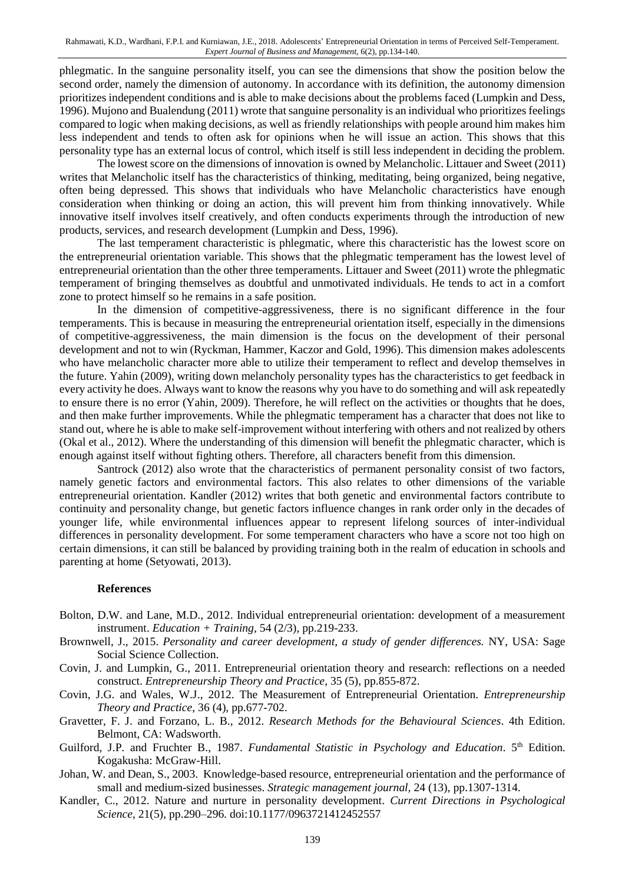phlegmatic. In the sanguine personality itself, you can see the dimensions that show the position below the second order, namely the dimension of autonomy. In accordance with its definition, the autonomy dimension prioritizes independent conditions and is able to make decisions about the problems faced (Lumpkin and Dess, 1996). Mujono and Bualendung (2011) wrote that sanguine personality is an individual who prioritizes feelings compared to logic when making decisions, as well as friendly relationships with people around him makes him less independent and tends to often ask for opinions when he will issue an action. This shows that this personality type has an external locus of control, which itself is still less independent in deciding the problem.

The lowest score on the dimensions of innovation is owned by Melancholic. Littauer and Sweet (2011) writes that Melancholic itself has the characteristics of thinking, meditating, being organized, being negative, often being depressed. This shows that individuals who have Melancholic characteristics have enough consideration when thinking or doing an action, this will prevent him from thinking innovatively. While innovative itself involves itself creatively, and often conducts experiments through the introduction of new products, services, and research development (Lumpkin and Dess, 1996).

The last temperament characteristic is phlegmatic, where this characteristic has the lowest score on the entrepreneurial orientation variable. This shows that the phlegmatic temperament has the lowest level of entrepreneurial orientation than the other three temperaments. Littauer and Sweet (2011) wrote the phlegmatic temperament of bringing themselves as doubtful and unmotivated individuals. He tends to act in a comfort zone to protect himself so he remains in a safe position.

In the dimension of competitive-aggressiveness, there is no significant difference in the four temperaments. This is because in measuring the entrepreneurial orientation itself, especially in the dimensions of competitive-aggressiveness, the main dimension is the focus on the development of their personal development and not to win (Ryckman, Hammer, Kaczor and Gold, 1996). This dimension makes adolescents who have melancholic character more able to utilize their temperament to reflect and develop themselves in the future. Yahin (2009), writing down melancholy personality types has the characteristics to get feedback in every activity he does. Always want to know the reasons why you have to do something and will ask repeatedly to ensure there is no error (Yahin, 2009). Therefore, he will reflect on the activities or thoughts that he does, and then make further improvements. While the phlegmatic temperament has a character that does not like to stand out, where he is able to make self-improvement without interfering with others and not realized by others (Okal et al., 2012). Where the understanding of this dimension will benefit the phlegmatic character, which is enough against itself without fighting others. Therefore, all characters benefit from this dimension.

Santrock (2012) also wrote that the characteristics of permanent personality consist of two factors, namely genetic factors and environmental factors. This also relates to other dimensions of the variable entrepreneurial orientation. Kandler (2012) writes that both genetic and environmental factors contribute to continuity and personality change, but genetic factors influence changes in rank order only in the decades of younger life, while environmental influences appear to represent lifelong sources of inter-individual differences in personality development. For some temperament characters who have a score not too high on certain dimensions, it can still be balanced by providing training both in the realm of education in schools and parenting at home (Setyowati, 2013).

## References

Bolton, D.W. and Lane, M.D., 2012. Individual entrepreneurial orientation: development of a measurement instrument. *Education + Training*, 54 (2/3), pp.219-233.

Brownwell, J., 2015. *Personality and career development, a study of gender differences.* NY, USA: Sage Social Science Collection.

Covin, J. and Lumpkin, G., 2011. Entrepreneurial orientation theory and research: reflections on a needed construct. *Entrepreneurship Theory and Practice*, 35 (5), pp.855-872.

Covin, J.G. and Wales, W.J., 2012. The Measurement of Entrepreneurial Orientation. *Entrepreneurship Theory and Practice*, 36 (4), pp.677-702.

Gravetter, F. J. and Forzano, L. B., 2012. *Research Methods for the Behavioural Sciences*. 4th Edition. Belmont, CA: Wadsworth.

Guilford, J.P. and Fruchter B., 1987. *Fundamental Statistic in Psychology and Education*. 5th Edition. Kogakusha: McGraw-Hill.

Johan, W. and Dean, S., 2003. Knowledge-based resource, entrepreneurial orientation and the performance of small and medium-sized businesses. *Strategic management journal*, 24 (13), pp.1307-1314.

Kandler, C., 2012. Nature and nurture in personality development. *Current Directions in Psychological Science*, 21(5), pp.290–296. doi:10.1177/0963721412452557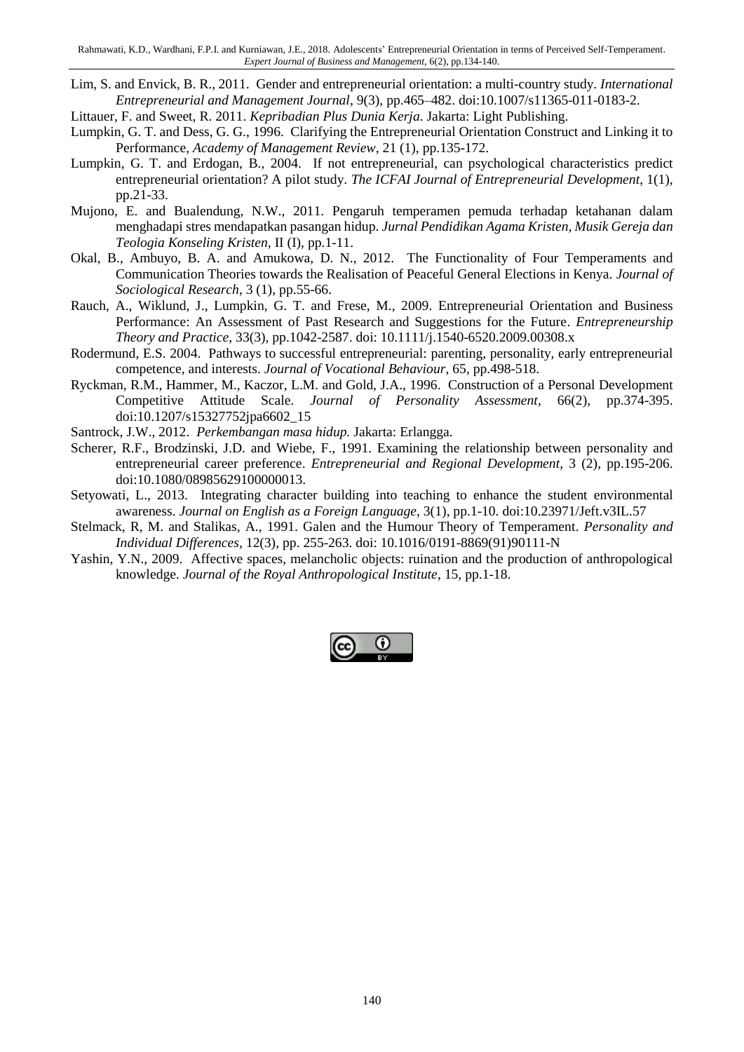Lim, S. and Envick, B. R., 2011. Gender and entrepreneurial orientation: a multi-country study. *International Entrepreneurial and Management Journal*, 9(3), pp.465–482. doi:10.1007/s11365-011-0183-2.

Littauer, F. and Sweet, R. 2011. *Kepribadian Plus Dunia Kerja*. Jakarta: Light Publishing.

Lumpkin, G. T. and Dess, G. G., 1996. Clarifying the Entrepreneurial Orientation Construct and Linking it to Performance, *Academy of Management Review*, 21 (1), pp.135-172.

Lumpkin, G. T. and Erdogan, B., 2004. If not entrepreneurial, can psychological characteristics predict entrepreneurial orientation? A pilot study. *The ICFAI Journal of Entrepreneurial Development*, 1(1), pp.21-33.

Mujono, E. and Bualendung, N.W., 2011. Pengaruh temperamen pemuda terhadap ketahanan dalam menghadapi stres mendapatkan pasangan hidup. *Jurnal Pendidikan Agama Kristen, Musik Gereja dan Teologia Konseling Kristen*, II (I), pp.1-11.

Okal, B., Ambuyo, B. A. and Amukowa, D. N., 2012. The Functionality of Four Temperaments and Communication Theories towards the Realisation of Peaceful General Elections in Kenya. *Journal of Sociological Research*, 3 (1), pp.55-66.

Rauch, A., Wiklund, J., Lumpkin, G. T. and Frese, M., 2009. Entrepreneurial Orientation and Business Performance: An Assessment of Past Research and Suggestions for the Future. *Entrepreneurship Theory and Practice*, 33(3), pp.1042-2587. doi: 10.1111/j.1540-6520.2009.00308.x

Rodermund, E.S. 2004. Pathways to successful entrepreneurial: parenting, personality, early entrepreneurial competence, and interests. *Journal of Vocational Behaviour*, 65, pp.498-518.

Ryckman, R.M., Hammer, M., Kaczor, L.M. and Gold, J.A., 1996. Construction of a Personal Development Competitive Attitude Scale. *Journal of Personality Assessment*, 66(2), pp.374-395. doi:10.1207/s15327752jpa6602_15

Santrock, J.W., 2012. *Perkembangan masa hidup.* Jakarta: Erlangga.

Scherer, R.F., Brodzinski, J.D. and Wiebe, F., 1991. Examining the relationship between personality and entrepreneurial career preference. *Entrepreneurial and Regional Development*, 3 (2), pp.195-206. doi:10.1080/08985629100000013.

Setyowati, L., 2013. Integrating character building into teaching to enhance the student environmental awareness. *Journal on English as a Foreign Language*, 3(1), pp.1-10. doi:10.23971/Jeft.v3IL.57

Stelmack, R, M. and Stalikas, A., 1991. Galen and the Humour Theory of Temperament. *Personality and Individual Differences*, 12(3), pp. 255-263. doi: 10.1016/0191-8869(91)90111-N

Yashin, Y.N., 2009. Affective spaces, melancholic objects: ruination and the production of anthropological knowledge. *Journal of the Royal Anthropological Institute*, 15, pp.1-18.